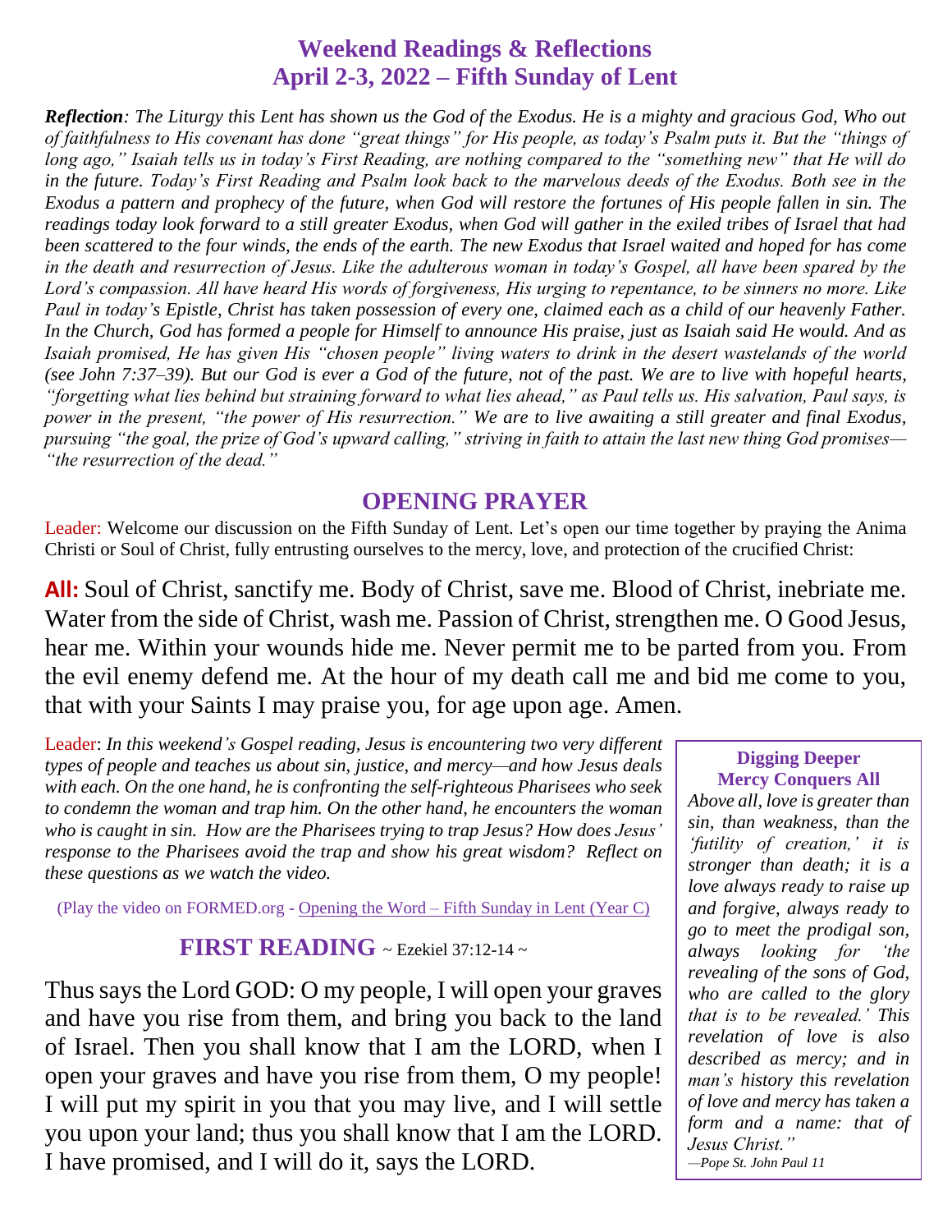# Weekend Readings & Reflections
## April 2-3, 2022 – Fifth Sunday of Lent

***Reflection**: The Liturgy this Lent has shown us the God of the Exodus. He is a mighty and gracious God, Who out of faithfulness to His covenant has done "great things" for His people, as today's Psalm puts it. But the "things of long ago," Isaiah tells us in today's First Reading, are nothing compared to the "something new" that He will do in the future. Today's First Reading and Psalm look back to the marvelous deeds of the Exodus. Both see in the Exodus a pattern and prophecy of the future, when God will restore the fortunes of His people fallen in sin. The readings today look forward to a still greater Exodus, when God will gather in the exiled tribes of Israel that had been scattered to the four winds, the ends of the earth. The new Exodus that Israel waited and hoped for has come in the death and resurrection of Jesus. Like the adulterous woman in today's Gospel, all have been spared by the Lord's compassion. All have heard His words of forgiveness, His urging to repentance, to be sinners no more. Like Paul in today's Epistle, Christ has taken possession of every one, claimed each as a child of our heavenly Father. In the Church, God has formed a people for Himself to announce His praise, just as Isaiah said He would. And as Isaiah promised, He has given His "chosen people" living waters to drink in the desert wastelands of the world (see John 7:37–39). But our God is ever a God of the future, not of the past. We are to live with hopeful hearts, "forgetting what lies behind but straining forward to what lies ahead," as Paul tells us. His salvation, Paul says, is power in the present, "the power of His resurrection." We are to live awaiting a still greater and final Exodus, pursuing "the goal, the prize of God's upward calling," striving in faith to attain the last new thing God promises—"the resurrection of the dead."*

## OPENING PRAYER

Leader: Welcome our discussion on the Fifth Sunday of Lent. Let's open our time together by praying the Anima Christi or Soul of Christ, fully entrusting ourselves to the mercy, love, and protection of the crucified Christ:

**All:** Soul of Christ, sanctify me. Body of Christ, save me. Blood of Christ, inebriate me. Water from the side of Christ, wash me. Passion of Christ, strengthen me. O Good Jesus, hear me. Within your wounds hide me. Never permit me to be parted from you. From the evil enemy defend me. At the hour of my death call me and bid me come to you, that with your Saints I may praise you, for age upon age. Amen.

Leader: *In this weekend's Gospel reading, Jesus is encountering two very different types of people and teaches us about sin, justice, and mercy—and how Jesus deals with each. On the one hand, he is confronting the self-righteous Pharisees who seek to condemn the woman and trap him. On the other hand, he encounters the woman who is caught in sin. How are the Pharisees trying to trap Jesus? How does Jesus' response to the Pharisees avoid the trap and show his great wisdom? Reflect on these questions as we watch the video.*

(Play the video on FORMED.org - Opening the Word – Fifth Sunday in Lent (Year C))

## FIRST READING ~ Ezekiel 37:12-14 ~

Thus says the Lord GOD: O my people, I will open your graves and have you rise from them, and bring you back to the land of Israel. Then you shall know that I am the LORD, when I open your graves and have you rise from them, O my people! I will put my spirit in you that you may live, and I will settle you upon your land; thus you shall know that I am the LORD. I have promised, and I will do it, says the LORD.

### Digging Deeper
### Mercy Conquers All

*Above all, love is greater than sin, than weakness, than the 'futility of creation,' it is stronger than death; it is a love always ready to raise up and forgive, always ready to go to meet the prodigal son, always looking for 'the revealing of the sons of God, who are called to the glory that is to be revealed.' This revelation of love is also described as mercy; and in man's history this revelation of love and mercy has taken a form and a name: that of Jesus Christ."*

*—Pope St. John Paul 11*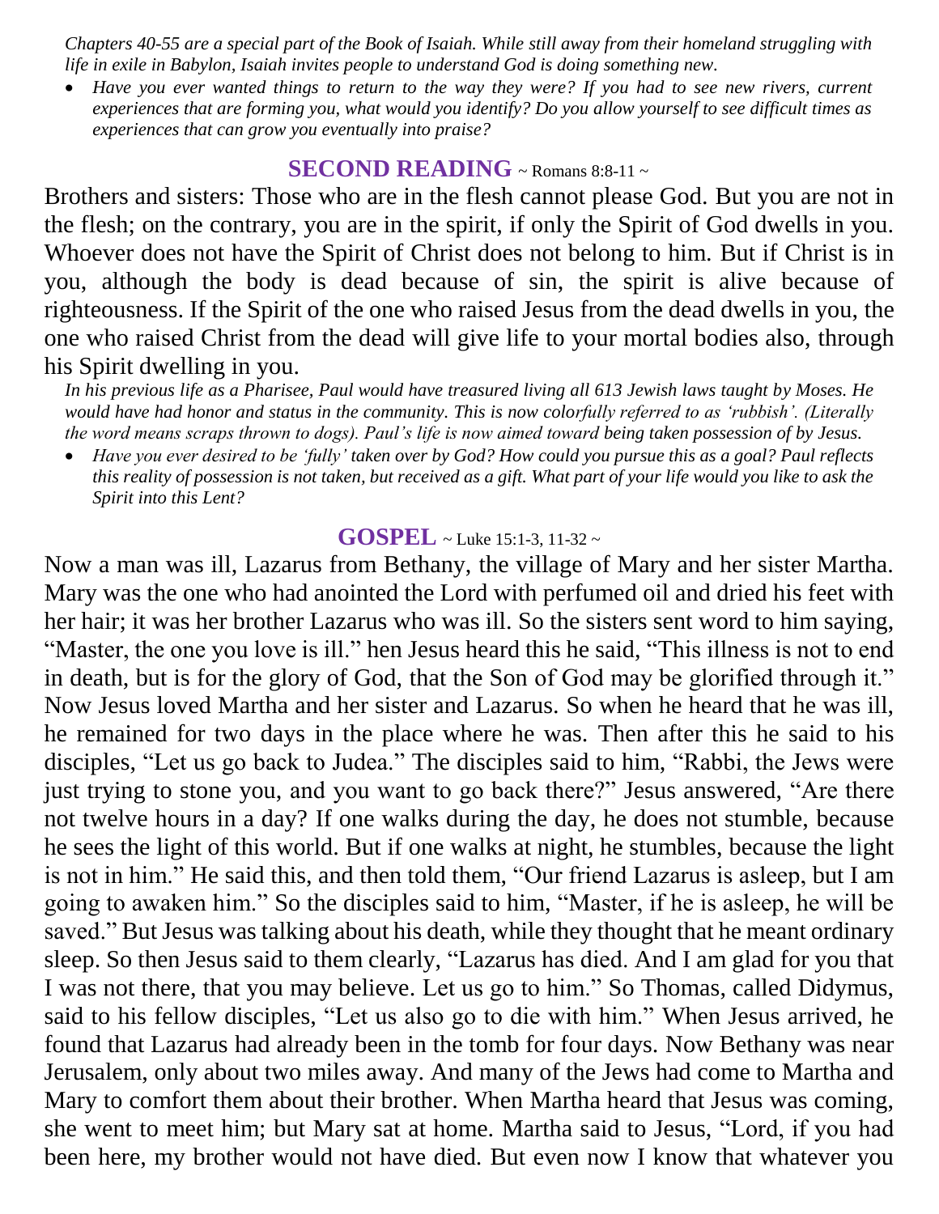*Chapters 40-55 are a special part of the Book of Isaiah. While still away from their homeland struggling with life in exile in Babylon, Isaiah invites people to understand God is doing something new.*

- *Have you ever wanted things to return to the way they were? If you had to see new rivers, current experiences that are forming you, what would you identify? Do you allow yourself to see difficult times as experiences that can grow you eventually into praise?*

## SECOND READING ~ Romans 8:8-11 ~

Brothers and sisters: Those who are in the flesh cannot please God. But you are not in the flesh; on the contrary, you are in the spirit, if only the Spirit of God dwells in you. Whoever does not have the Spirit of Christ does not belong to him. But if Christ is in you, although the body is dead because of sin, the spirit is alive because of righteousness. If the Spirit of the one who raised Jesus from the dead dwells in you, the one who raised Christ from the dead will give life to your mortal bodies also, through his Spirit dwelling in you.

*In his previous life as a Pharisee, Paul would have treasured living all 613 Jewish laws taught by Moses. He would have had honor and status in the community. This is now colorfully referred to as 'rubbish'. (Literally the word means scraps thrown to dogs). Paul's life is now aimed toward being taken possession of by Jesus.*

- *Have you ever desired to be 'fully' taken over by God? How could you pursue this as a goal? Paul reflects this reality of possession is not taken, but received as a gift. What part of your life would you like to ask the Spirit into this Lent?*

## GOSPEL ~ Luke 15:1-3, 11-32 ~

Now a man was ill, Lazarus from Bethany, the village of Mary and her sister Martha. Mary was the one who had anointed the Lord with perfumed oil and dried his feet with her hair; it was her brother Lazarus who was ill. So the sisters sent word to him saying, "Master, the one you love is ill." hen Jesus heard this he said, "This illness is not to end in death, but is for the glory of God, that the Son of God may be glorified through it." Now Jesus loved Martha and her sister and Lazarus. So when he heard that he was ill, he remained for two days in the place where he was. Then after this he said to his disciples, "Let us go back to Judea." The disciples said to him, "Rabbi, the Jews were just trying to stone you, and you want to go back there?" Jesus answered, "Are there not twelve hours in a day? If one walks during the day, he does not stumble, because he sees the light of this world. But if one walks at night, he stumbles, because the light is not in him." He said this, and then told them, "Our friend Lazarus is asleep, but I am going to awaken him." So the disciples said to him, "Master, if he is asleep, he will be saved." But Jesus was talking about his death, while they thought that he meant ordinary sleep. So then Jesus said to them clearly, "Lazarus has died. And I am glad for you that I was not there, that you may believe. Let us go to him." So Thomas, called Didymus, said to his fellow disciples, "Let us also go to die with him." When Jesus arrived, he found that Lazarus had already been in the tomb for four days. Now Bethany was near Jerusalem, only about two miles away. And many of the Jews had come to Martha and Mary to comfort them about their brother. When Martha heard that Jesus was coming, she went to meet him; but Mary sat at home. Martha said to Jesus, "Lord, if you had been here, my brother would not have died. But even now I know that whatever you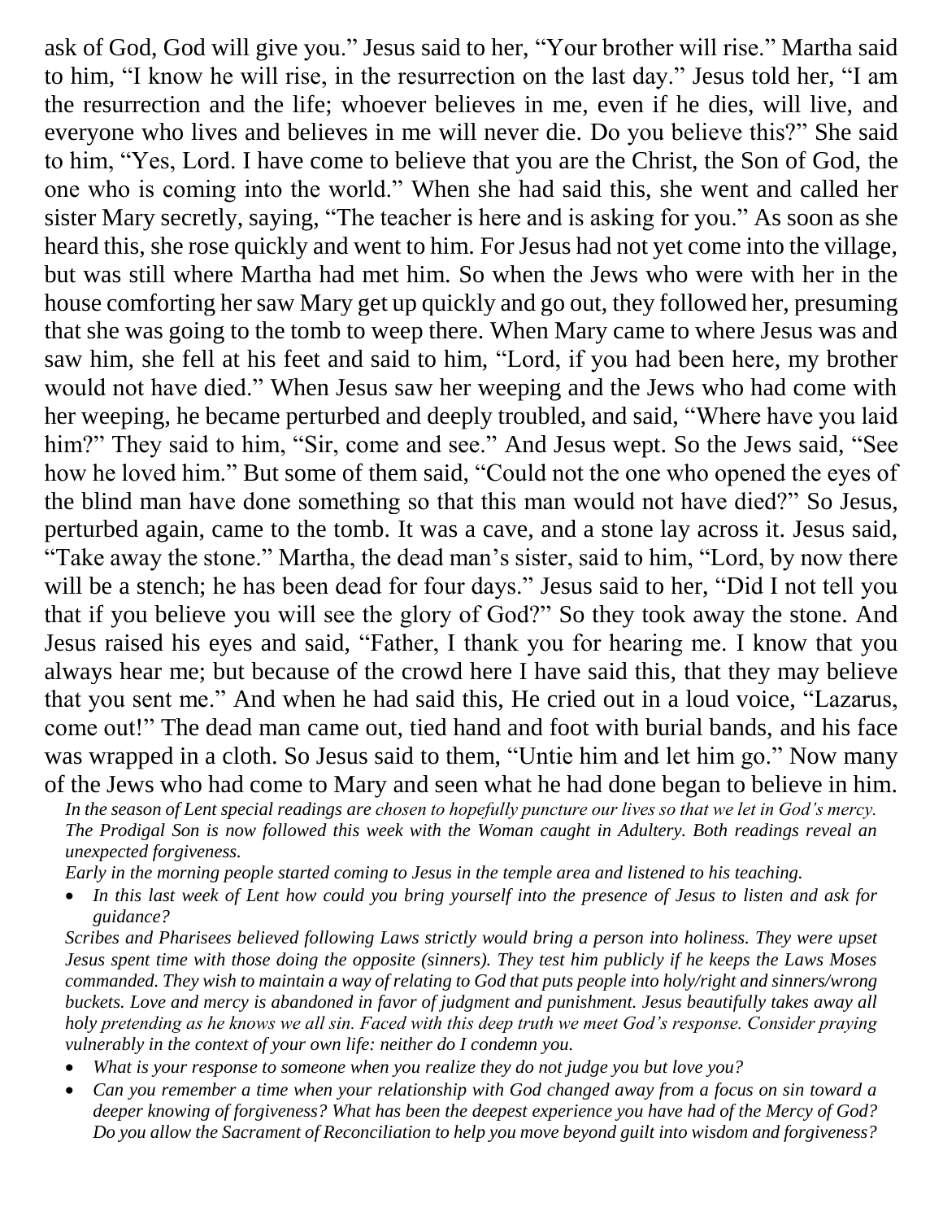ask of God, God will give you." Jesus said to her, "Your brother will rise." Martha said to him, "I know he will rise, in the resurrection on the last day." Jesus told her, "I am the resurrection and the life; whoever believes in me, even if he dies, will live, and everyone who lives and believes in me will never die. Do you believe this?" She said to him, "Yes, Lord. I have come to believe that you are the Christ, the Son of God, the one who is coming into the world." When she had said this, she went and called her sister Mary secretly, saying, "The teacher is here and is asking for you." As soon as she heard this, she rose quickly and went to him. For Jesus had not yet come into the village, but was still where Martha had met him. So when the Jews who were with her in the house comforting her saw Mary get up quickly and go out, they followed her, presuming that she was going to the tomb to weep there. When Mary came to where Jesus was and saw him, she fell at his feet and said to him, "Lord, if you had been here, my brother would not have died." When Jesus saw her weeping and the Jews who had come with her weeping, he became perturbed and deeply troubled, and said, "Where have you laid him?" They said to him, "Sir, come and see." And Jesus wept. So the Jews said, "See how he loved him." But some of them said, "Could not the one who opened the eyes of the blind man have done something so that this man would not have died?" So Jesus, perturbed again, came to the tomb. It was a cave, and a stone lay across it. Jesus said, "Take away the stone." Martha, the dead man's sister, said to him, "Lord, by now there will be a stench; he has been dead for four days." Jesus said to her, "Did I not tell you that if you believe you will see the glory of God?" So they took away the stone. And Jesus raised his eyes and said, "Father, I thank you for hearing me. I know that you always hear me; but because of the crowd here I have said this, that they may believe that you sent me." And when he had said this, He cried out in a loud voice, "Lazarus, come out!" The dead man came out, tied hand and foot with burial bands, and his face was wrapped in a cloth. So Jesus said to them, "Untie him and let him go." Now many of the Jews who had come to Mary and seen what he had done began to believe in him.

*In the season of Lent special readings are chosen to hopefully puncture our lives so that we let in God's mercy. The Prodigal Son is now followed this week with the Woman caught in Adultery. Both readings reveal an unexpected forgiveness.*

*Early in the morning people started coming to Jesus in the temple area and listened to his teaching.*

- *In this last week of Lent how could you bring yourself into the presence of Jesus to listen and ask for guidance?*

*Scribes and Pharisees believed following Laws strictly would bring a person into holiness. They were upset Jesus spent time with those doing the opposite (sinners). They test him publicly if he keeps the Laws Moses commanded. They wish to maintain a way of relating to God that puts people into holy/right and sinners/wrong buckets. Love and mercy is abandoned in favor of judgment and punishment. Jesus beautifully takes away all holy pretending as he knows we all sin. Faced with this deep truth we meet God's response. Consider praying vulnerably in the context of your own life: neither do I condemn you.*

- *What is your response to someone when you realize they do not judge you but love you?*
- *Can you remember a time when your relationship with God changed away from a focus on sin toward a deeper knowing of forgiveness? What has been the deepest experience you have had of the Mercy of God? Do you allow the Sacrament of Reconciliation to help you move beyond guilt into wisdom and forgiveness?*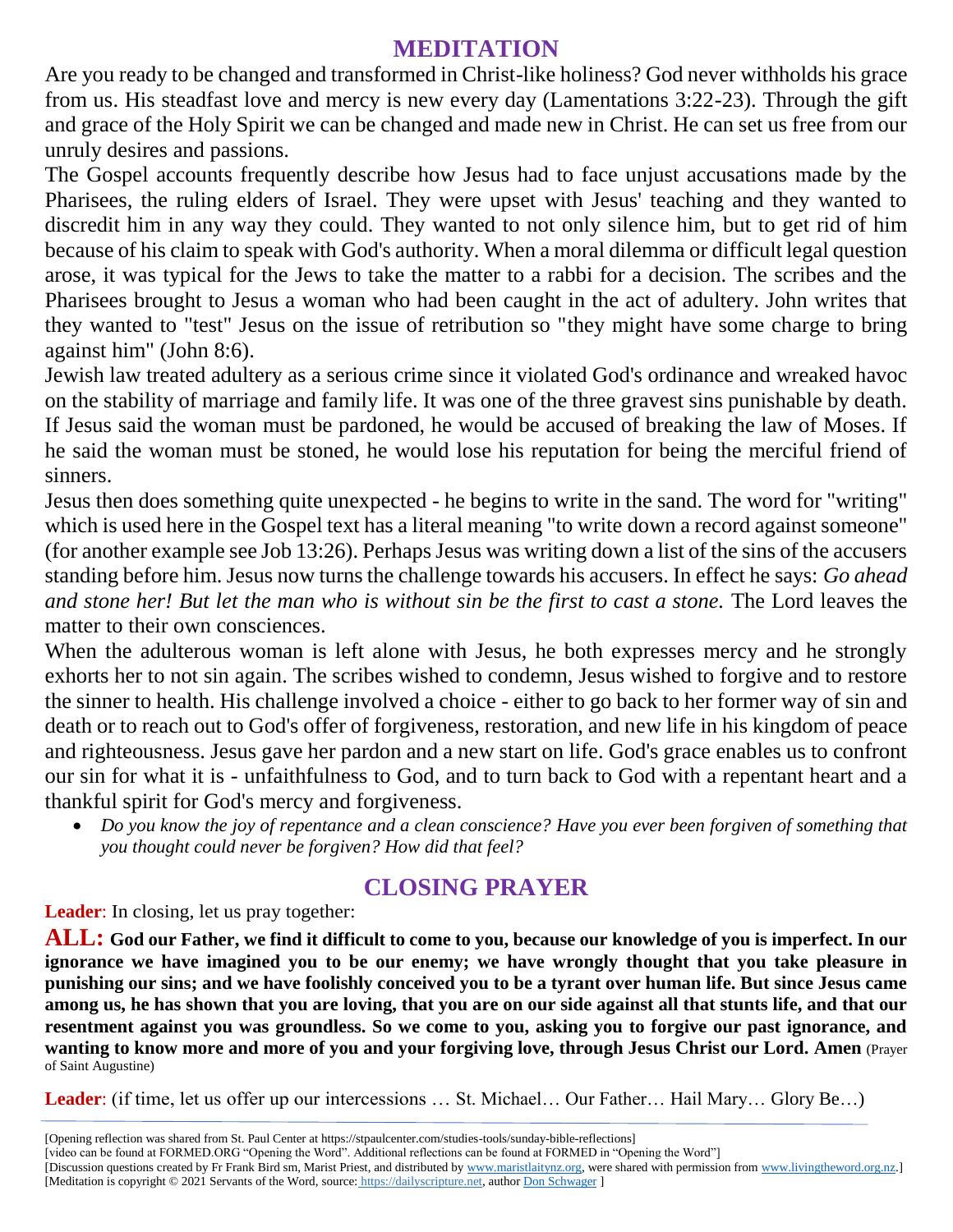## MEDITATION

Are you ready to be changed and transformed in Christ-like holiness? God never withholds his grace from us. His steadfast love and mercy is new every day (Lamentations 3:22-23). Through the gift and grace of the Holy Spirit we can be changed and made new in Christ. He can set us free from our unruly desires and passions.

The Gospel accounts frequently describe how Jesus had to face unjust accusations made by the Pharisees, the ruling elders of Israel. They were upset with Jesus' teaching and they wanted to discredit him in any way they could. They wanted to not only silence him, but to get rid of him because of his claim to speak with God's authority. When a moral dilemma or difficult legal question arose, it was typical for the Jews to take the matter to a rabbi for a decision. The scribes and the Pharisees brought to Jesus a woman who had been caught in the act of adultery. John writes that they wanted to "test" Jesus on the issue of retribution so "they might have some charge to bring against him" (John 8:6).

Jewish law treated adultery as a serious crime since it violated God's ordinance and wreaked havoc on the stability of marriage and family life. It was one of the three gravest sins punishable by death. If Jesus said the woman must be pardoned, he would be accused of breaking the law of Moses. If he said the woman must be stoned, he would lose his reputation for being the merciful friend of sinners.

Jesus then does something quite unexpected - he begins to write in the sand. The word for "writing" which is used here in the Gospel text has a literal meaning "to write down a record against someone" (for another example see Job 13:26). Perhaps Jesus was writing down a list of the sins of the accusers standing before him. Jesus now turns the challenge towards his accusers. In effect he says: *Go ahead and stone her! But let the man who is without sin be the first to cast a stone.* The Lord leaves the matter to their own consciences.

When the adulterous woman is left alone with Jesus, he both expresses mercy and he strongly exhorts her to not sin again. The scribes wished to condemn, Jesus wished to forgive and to restore the sinner to health. His challenge involved a choice - either to go back to her former way of sin and death or to reach out to God's offer of forgiveness, restoration, and new life in his kingdom of peace and righteousness. Jesus gave her pardon and a new start on life. God's grace enables us to confront our sin for what it is - unfaithfulness to God, and to turn back to God with a repentant heart and a thankful spirit for God's mercy and forgiveness.

- *Do you know the joy of repentance and a clean conscience? Have you ever been forgiven of something that you thought could never be forgiven? How did that feel?*

## CLOSING PRAYER

**Leader**: In closing, let us pray together:

**ALL: God our Father, we find it difficult to come to you, because our knowledge of you is imperfect. In our ignorance we have imagined you to be our enemy; we have wrongly thought that you take pleasure in punishing our sins; and we have foolishly conceived you to be a tyrant over human life. But since Jesus came among us, he has shown that you are loving, that you are on our side against all that stunts life, and that our resentment against you was groundless. So we come to you, asking you to forgive our past ignorance, and wanting to know more and more of you and your forgiving love, through Jesus Christ our Lord. Amen** (Prayer of Saint Augustine)

**Leader**: (if time, let us offer up our intercessions … St. Michael… Our Father… Hail Mary… Glory Be…)

---

[Opening reflection was shared from St. Paul Center at https://stpaulcenter.com/studies-tools/sunday-bible-reflections]
[video can be found at FORMED.ORG "Opening the Word". Additional reflections can be found at FORMED in "Opening the Word"]
[Discussion questions created by Fr Frank Bird sm, Marist Priest, and distributed by www.maristlaitynz.org, were shared with permission from www.livingtheword.org.nz.]
[Meditation is copyright © 2021 Servants of the Word, source: https://dailyscripture.net, author Don Schwager ]